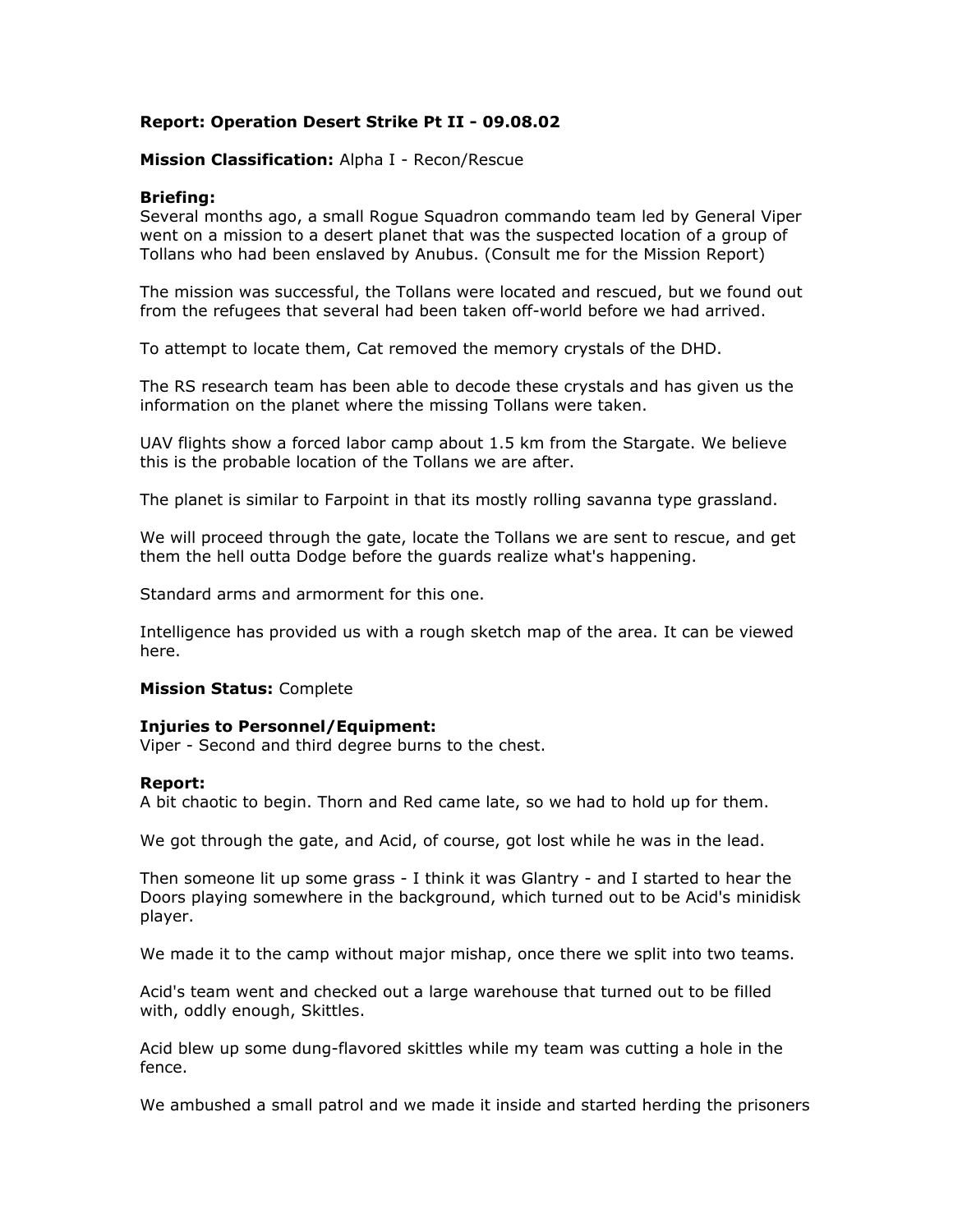**Report: Operation Desert Strike Pt II - 09.08.02**

**Mission Classification:** Alpha I - Recon/Rescue

**Briefing:**
Several months ago, a small Rogue Squadron commando team led by General Viper went on a mission to a desert planet that was the suspected location of a group of Tollans who had been enslaved by Anubus. (Consult me for the Mission Report)

The mission was successful, the Tollans were located and rescued, but we found out from the refugees that several had been taken off-world before we had arrived.

To attempt to locate them, Cat removed the memory crystals of the DHD.

The RS research team has been able to decode these crystals and has given us the information on the planet where the missing Tollans were taken.

UAV flights show a forced labor camp about 1.5 km from the Stargate. We believe this is the probable location of the Tollans we are after.

The planet is similar to Farpoint in that its mostly rolling savanna type grassland.

We will proceed through the gate, locate the Tollans we are sent to rescue, and get them the hell outta Dodge before the guards realize what's happening.

Standard arms and armorment for this one.

Intelligence has provided us with a rough sketch map of the area. It can be viewed here.

**Mission Status:** Complete

**Injuries to Personnel/Equipment:**
Viper - Second and third degree burns to the chest.

**Report:**
A bit chaotic to begin. Thorn and Red came late, so we had to hold up for them.

We got through the gate, and Acid, of course, got lost while he was in the lead.

Then someone lit up some grass - I think it was Glantry - and I started to hear the Doors playing somewhere in the background, which turned out to be Acid's minidisk player.

We made it to the camp without major mishap, once there we split into two teams.

Acid's team went and checked out a large warehouse that turned out to be filled with, oddly enough, Skittles.

Acid blew up some dung-flavored skittles while my team was cutting a hole in the fence.

We ambushed a small patrol and we made it inside and started herding the prisoners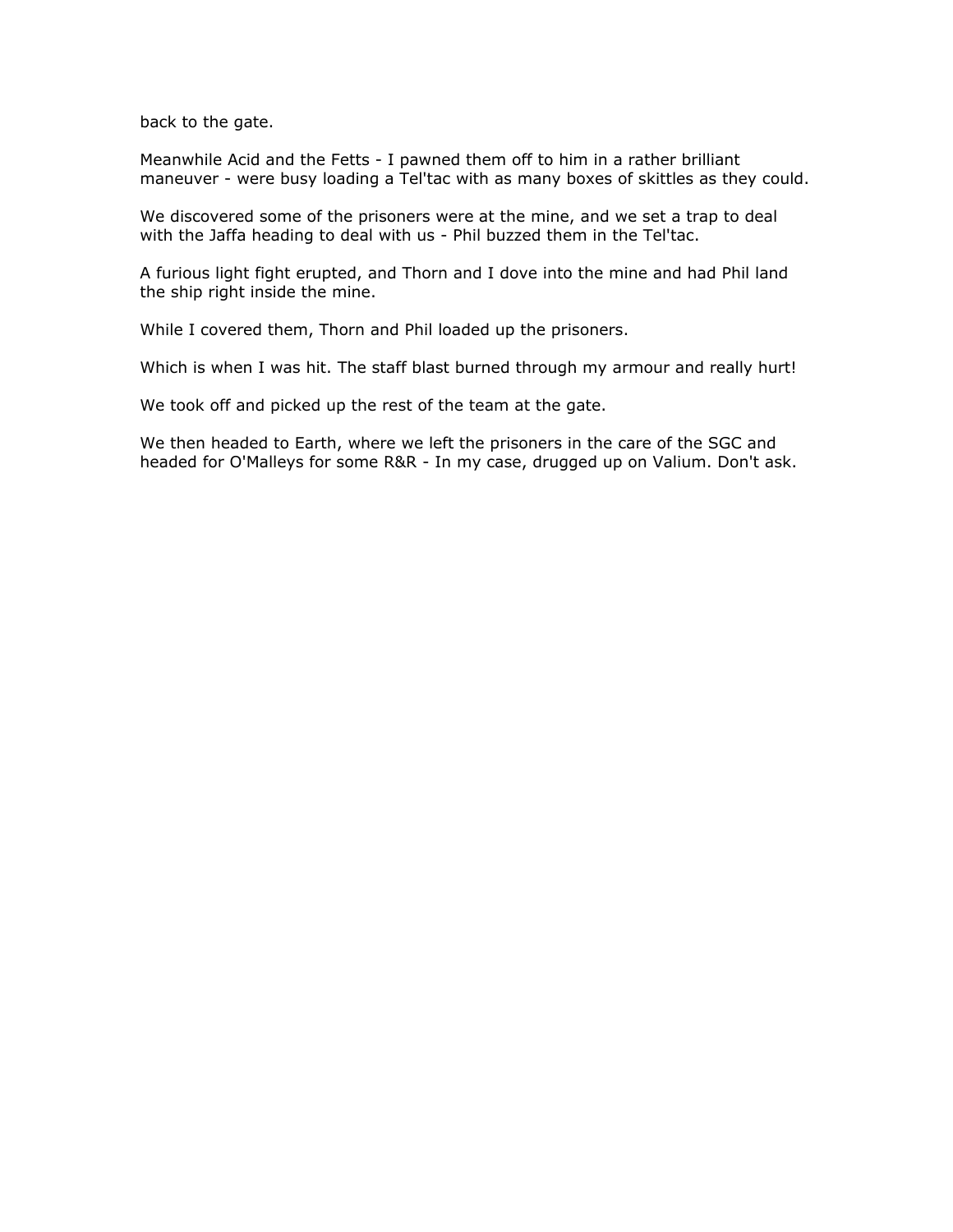back to the gate.

Meanwhile Acid and the Fetts - I pawned them off to him in a rather brilliant maneuver - were busy loading a Tel'tac with as many boxes of skittles as they could.

We discovered some of the prisoners were at the mine, and we set a trap to deal with the Jaffa heading to deal with us - Phil buzzed them in the Tel'tac.

A furious light fight erupted, and Thorn and I dove into the mine and had Phil land the ship right inside the mine.

While I covered them, Thorn and Phil loaded up the prisoners.

Which is when I was hit. The staff blast burned through my armour and really hurt!

We took off and picked up the rest of the team at the gate.

We then headed to Earth, where we left the prisoners in the care of the SGC and headed for O'Malleys for some R&R - In my case, drugged up on Valium. Don't ask.